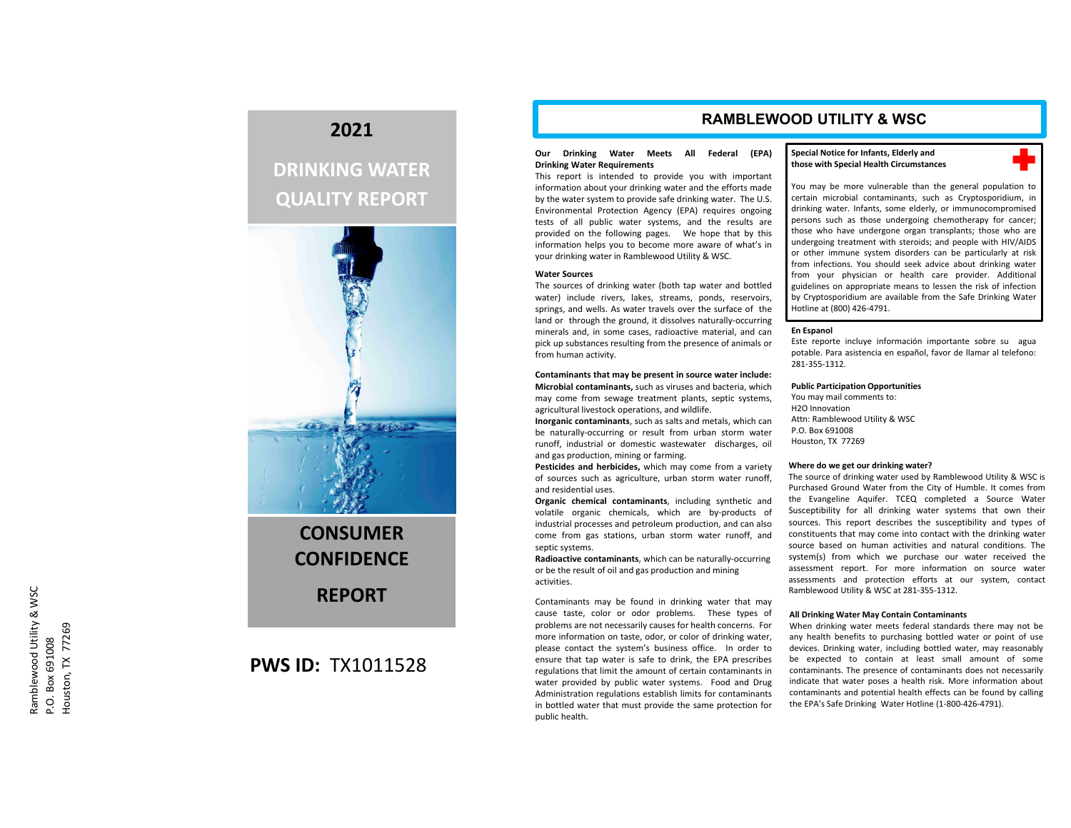Ramblewood Utility & WSC
P.O. Box 691008
Houston, TX 77269

# 2021

# DRINKING WATER QUALITY REPORT

# CONSUMER CONFIDENCE REPORT

**PWS ID:** TX1011528

# RAMBLEWOOD UTILITY & WSC

**Our Drinking Water Meets All Federal (EPA) Drinking Water Requirements**

This report is intended to provide you with important information about your drinking water and the efforts made by the water system to provide safe drinking water. The U.S. Environmental Protection Agency (EPA) requires ongoing tests of all public water systems, and the results are provided on the following pages. We hope that by this information helps you to become more aware of what's in your drinking water in Ramblewood Utility & WSC.

**Water Sources**

The sources of drinking water (both tap water and bottled water) include rivers, lakes, streams, ponds, reservoirs, springs, and wells. As water travels over the surface of the land or through the ground, it dissolves naturally-occurring minerals and, in some cases, radioactive material, and can pick up substances resulting from the presence of animals or from human activity.

**Contaminants that may be present in source water include:**

**Microbial contaminants,** such as viruses and bacteria, which may come from sewage treatment plants, septic systems, agricultural livestock operations, and wildlife.

**Inorganic contaminants**, such as salts and metals, which can be naturally-occurring or result from urban storm water runoff, industrial or domestic wastewater discharges, oil and gas production, mining or farming.

**Pesticides and herbicides,** which may come from a variety of sources such as agriculture, urban storm water runoff, and residential uses.

**Organic chemical contaminants**, including synthetic and volatile organic chemicals, which are by-products of industrial processes and petroleum production, and can also come from gas stations, urban storm water runoff, and septic systems.

**Radioactive contaminants**, which can be naturally-occurring or be the result of oil and gas production and mining activities.

Contaminants may be found in drinking water that may cause taste, color or odor problems. These types of problems are not necessarily causes for health concerns. For more information on taste, odor, or color of drinking water, please contact the system's business office. In order to ensure that tap water is safe to drink, the EPA prescribes regulations that limit the amount of certain contaminants in water provided by public water systems. Food and Drug Administration regulations establish limits for contaminants in bottled water that must provide the same protection for public health.

**Special Notice for Infants, Elderly and those with Special Health Circumstances**

You may be more vulnerable than the general population to certain microbial contaminants, such as Cryptosporidium, in drinking water. Infants, some elderly, or immunocompromised persons such as those undergoing chemotherapy for cancer; those who have undergone organ transplants; those who are undergoing treatment with steroids; and people with HIV/AIDS or other immune system disorders can be particularly at risk from infections. You should seek advice about drinking water from your physician or health care provider. Additional guidelines on appropriate means to lessen the risk of infection by Cryptosporidium are available from the Safe Drinking Water Hotline at (800) 426-4791.

**En Espanol**

Este reporte incluye información importante sobre su agua potable. Para asistencia en español, favor de llamar al telefono: 281-355-1312.

**Public Participation Opportunities**

You may mail comments to:
H2O Innovation
Attn: Ramblewood Utility & WSC
P.O. Box 691008
Houston, TX 77269

**Where do we get our drinking water?**

The source of drinking water used by Ramblewood Utility & WSC is Purchased Ground Water from the City of Humble. It comes from the Evangeline Aquifer. TCEQ completed a Source Water Susceptibility for all drinking water systems that own their sources. This report describes the susceptibility and types of constituents that may come into contact with the drinking water source based on human activities and natural conditions. The system(s) from which we purchase our water received the assessment report. For more information on source water assessments and protection efforts at our system, contact Ramblewood Utility & WSC at 281-355-1312.

**All Drinking Water May Contain Contaminants**

When drinking water meets federal standards there may not be any health benefits to purchasing bottled water or point of use devices. Drinking water, including bottled water, may reasonably be expected to contain at least small amount of some contaminants. The presence of contaminants does not necessarily indicate that water poses a health risk. More information about contaminants and potential health effects can be found by calling the EPA's Safe Drinking Water Hotline (1-800-426-4791).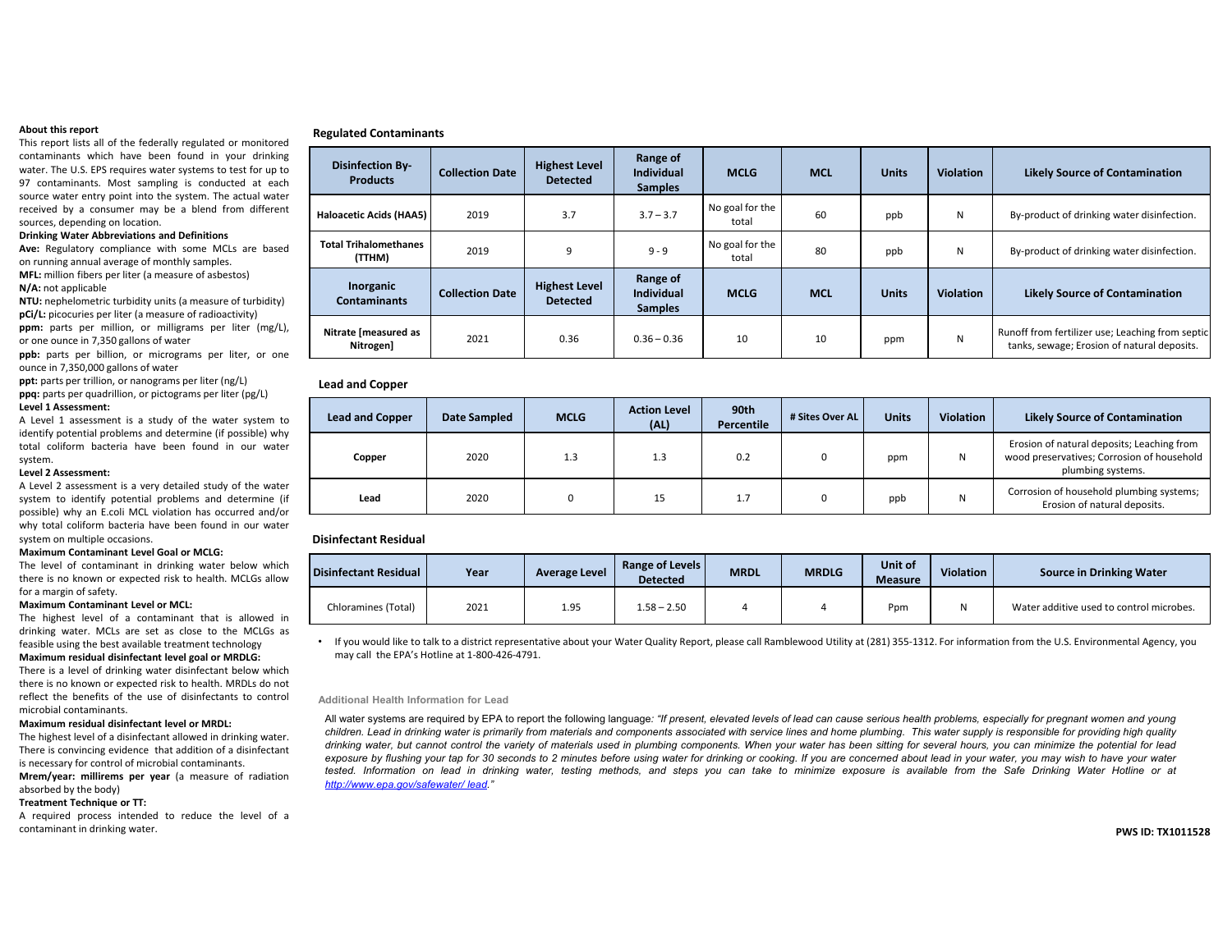**About this report**

This report lists all of the federally regulated or monitored contaminants which have been found in your drinking water. The U.S. EPS requires water systems to test for up to 97 contaminants. Most sampling is conducted at each source water entry point into the system. The actual water received by a consumer may be a blend from different sources, depending on location.

**Drinking Water Abbreviations and Definitions**

**Ave:** Regulatory compliance with some MCLs are based on running annual average of monthly samples.

**MFL:** million fibers per liter (a measure of asbestos)

**N/A:** not applicable

**NTU:** nephelometric turbidity units (a measure of turbidity)

**pCi/L:** picocuries per liter (a measure of radioactivity)

**ppm:** parts per million, or milligrams per liter (mg/L), or one ounce in 7,350 gallons of water

**ppb:** parts per billion, or micrograms per liter, or one ounce in 7,350,000 gallons of water

**ppt:** parts per trillion, or nanograms per liter (ng/L)

**ppq:** parts per quadrillion, or pictograms per liter (pg/L)

**Level 1 Assessment:**

A Level 1 assessment is a study of the water system to identify potential problems and determine (if possible) why total coliform bacteria have been found in our water system.

**Level 2 Assessment:**

A Level 2 assessment is a very detailed study of the water system to identify potential problems and determine (if possible) why an E.coli MCL violation has occurred and/or why total coliform bacteria have been found in our water system on multiple occasions.

**Maximum Contaminant Level Goal or MCLG:**

The level of contaminant in drinking water below which there is no known or expected risk to health. MCLGs allow for a margin of safety.

**Maximum Contaminant Level or MCL:**

The highest level of a contaminant that is allowed in drinking water. MCLs are set as close to the MCLGs as feasible using the best available treatment technology

**Maximum residual disinfectant level goal or MRDLG:**

There is a level of drinking water disinfectant below which there is no known or expected risk to health. MRDLs do not reflect the benefits of the use of disinfectants to control microbial contaminants.

**Maximum residual disinfectant level or MRDL:**

The highest level of a disinfectant allowed in drinking water. There is convincing evidence that addition of a disinfectant is necessary for control of microbial contaminants.

**Mrem/year: millirems per year** (a measure of radiation absorbed by the body)

**Treatment Technique or TT:**

A required process intended to reduce the level of a contaminant in drinking water.

### Regulated Contaminants

| Disinfection By-Products | Collection Date | Highest Level Detected | Range of Individual Samples | MCLG | MCL | Units | Violation | Likely Source of Contamination |
|---|---|---|---|---|---|---|---|---|
| Haloacetic Acids (HAA5) | 2019 | 3.7 | 3.7 – 3.7 | No goal for the total | 60 | ppb | N | By-product of drinking water disinfection. |
| Total Trihalomethanes (TTHM) | 2019 | 9 | 9 - 9 | No goal for the total | 80 | ppb | N | By-product of drinking water disinfection. |
| **Inorganic Contaminants** | **Collection Date** | **Highest Level Detected** | **Range of Individual Samples** | **MCLG** | **MCL** | **Units** | **Violation** | **Likely Source of Contamination** |
| Nitrate [measured as Nitrogen] | 2021 | 0.36 | 0.36 – 0.36 | 10 | 10 | ppm | N | Runoff from fertilizer use; Leaching from septic tanks, sewage; Erosion of natural deposits. |

### Lead and Copper

| Lead and Copper | Date Sampled | MCLG | Action Level (AL) | 90th Percentile | # Sites Over AL | Units | Violation | Likely Source of Contamination |
|---|---|---|---|---|---|---|---|---|
| Copper | 2020 | 1.3 | 1.3 | 0.2 | 0 | ppm | N | Erosion of natural deposits; Leaching from wood preservatives; Corrosion of household plumbing systems. |
| Lead | 2020 | 0 | 15 | 1.7 | 0 | ppb | N | Corrosion of household plumbing systems; Erosion of natural deposits. |

### Disinfectant Residual

| Disinfectant Residual | Year | Average Level | Range of Levels Detected | MRDL | MRDLG | Unit of Measure | Violation | Source in Drinking Water |
|---|---|---|---|---|---|---|---|---|
| Chloramines (Total) | 2021 | 1.95 | 1.58 – 2.50 | 4 | 4 | Ppm | N | Water additive used to control microbes. |

- If you would like to talk to a district representative about your Water Quality Report, please call Ramblewood Utility at (281) 355-1312. For information from the U.S. Environmental Agency, you may call the EPA's Hotline at 1-800-426-4791.

**Additional Health Information for Lead**

All water systems are required by EPA to report the following language*: "If present, elevated levels of lead can cause serious health problems, especially for pregnant women and young children. Lead in drinking water is primarily from materials and components associated with service lines and home plumbing. This water supply is responsible for providing high quality drinking water, but cannot control the variety of materials used in plumbing components. When your water has been sitting for several hours, you can minimize the potential for lead exposure by flushing your tap for 30 seconds to 2 minutes before using water for drinking or cooking. If you are concerned about lead in your water, you may wish to have your water tested. Information on lead in drinking water, testing methods, and steps you can take to minimize exposure is available from the Safe Drinking Water Hotline or at http://www.epa.gov/safewater/ lead."*

**PWS ID: TX1011528**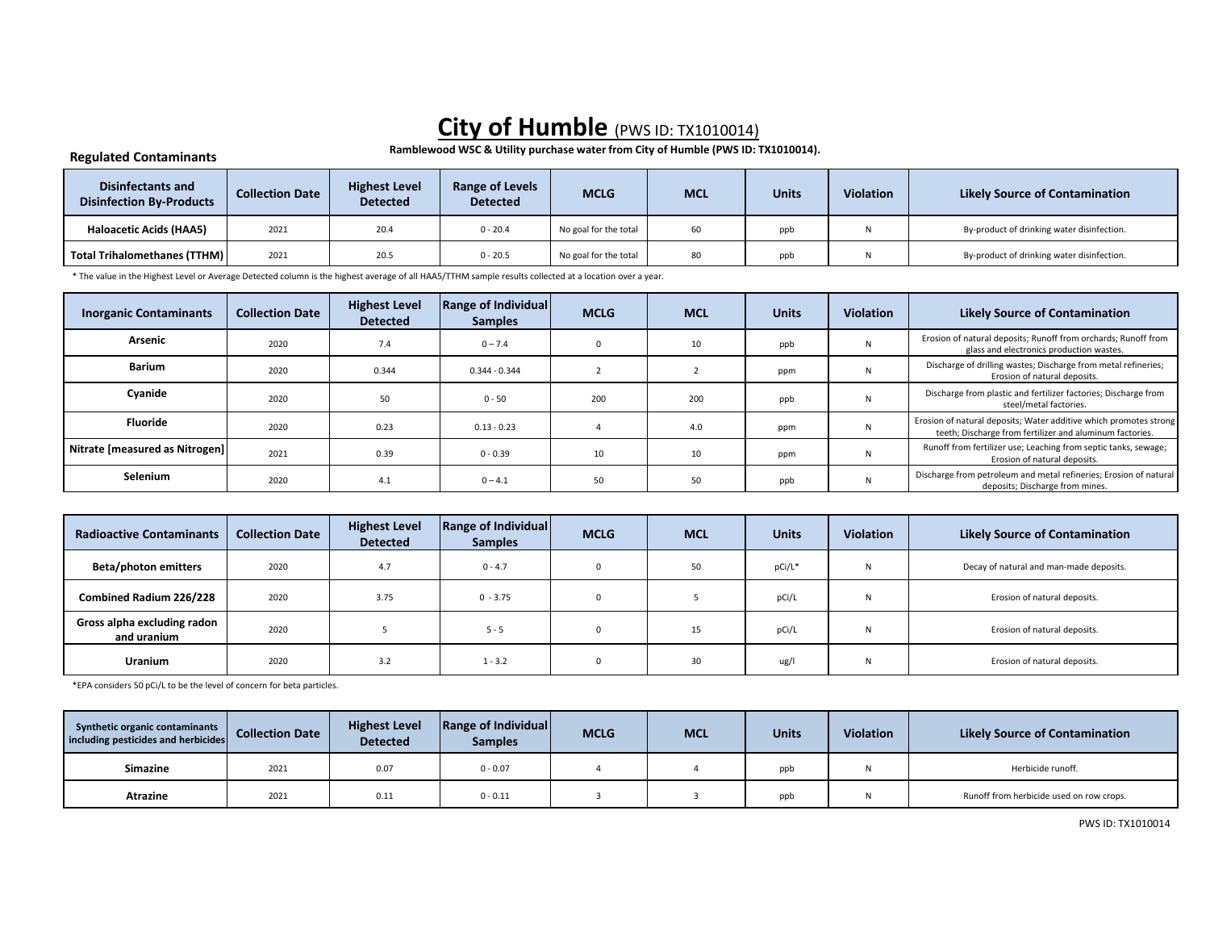# City of Humble (PWS ID: TX1010014)

**Ramblewood WSC & Utility purchase water from City of Humble (PWS ID: TX1010014).**

**Regulated Contaminants**

| Disinfectants and Disinfection By-Products | Collection Date | Highest Level Detected | Range of Levels Detected | MCLG | MCL | Units | Violation | Likely Source of Contamination |
|---|---|---|---|---|---|---|---|---|
| Haloacetic Acids (HAA5) | 2021 | 20.4 | 0 - 20.4 | No goal for the total | 60 | ppb | N | By-product of drinking water disinfection. |
| Total Trihalomethanes (TTHM) | 2021 | 20.5 | 0 - 20.5 | No goal for the total | 80 | ppb | N | By-product of drinking water disinfection. |

* The value in the Highest Level or Average Detected column is the highest average of all HAA5/TTHM sample results collected at a location over a year.

| Inorganic Contaminants | Collection Date | Highest Level Detected | Range of Individual Samples | MCLG | MCL | Units | Violation | Likely Source of Contamination |
|---|---|---|---|---|---|---|---|---|
| Arsenic | 2020 | 7.4 | 0 – 7.4 | 0 | 10 | ppb | N | Erosion of natural deposits; Runoff from orchards; Runoff from glass and electronics production wastes. |
| Barium | 2020 | 0.344 | 0.344 - 0.344 | 2 | 2 | ppm | N | Discharge of drilling wastes; Discharge from metal refineries; Erosion of natural deposits. |
| Cyanide | 2020 | 50 | 0 - 50 | 200 | 200 | ppb | N | Discharge from plastic and fertilizer factories; Discharge from steel/metal factories. |
| Fluoride | 2020 | 0.23 | 0.13 - 0.23 | 4 | 4.0 | ppm | N | Erosion of natural deposits; Water additive which promotes strong teeth; Discharge from fertilizer and aluminum factories. |
| Nitrate [measured as Nitrogen] | 2021 | 0.39 | 0 - 0.39 | 10 | 10 | ppm | N | Runoff from fertilizer use; Leaching from septic tanks, sewage; Erosion of natural deposits. |
| Selenium | 2020 | 4.1 | 0 – 4.1 | 50 | 50 | ppb | N | Discharge from petroleum and metal refineries; Erosion of natural deposits; Discharge from mines. |

| Radioactive Contaminants | Collection Date | Highest Level Detected | Range of Individual Samples | MCLG | MCL | Units | Violation | Likely Source of Contamination |
|---|---|---|---|---|---|---|---|---|
| Beta/photon emitters | 2020 | 4.7 | 0 - 4.7 | 0 | 50 | pCi/L* | N | Decay of natural and man-made deposits. |
| Combined Radium 226/228 | 2020 | 3.75 | 0 - 3.75 | 0 | 5 | pCi/L | N | Erosion of natural deposits. |
| Gross alpha excluding radon and uranium | 2020 | 5 | 5 - 5 | 0 | 15 | pCi/L | N | Erosion of natural deposits. |
| Uranium | 2020 | 3.2 | 1 - 3.2 | 0 | 30 | ug/l | N | Erosion of natural deposits. |

*EPA considers 50 pCi/L to be the level of concern for beta particles.

| Synthetic organic contaminants including pesticides and herbicides | Collection Date | Highest Level Detected | Range of Individual Samples | MCLG | MCL | Units | Violation | Likely Source of Contamination |
|---|---|---|---|---|---|---|---|---|
| Simazine | 2021 | 0.07 | 0 - 0.07 | 4 | 4 | ppb | N | Herbicide runoff. |
| Atrazine | 2021 | 0.11 | 0 - 0.11 | 3 | 3 | ppb | N | Runoff from herbicide used on row crops. |